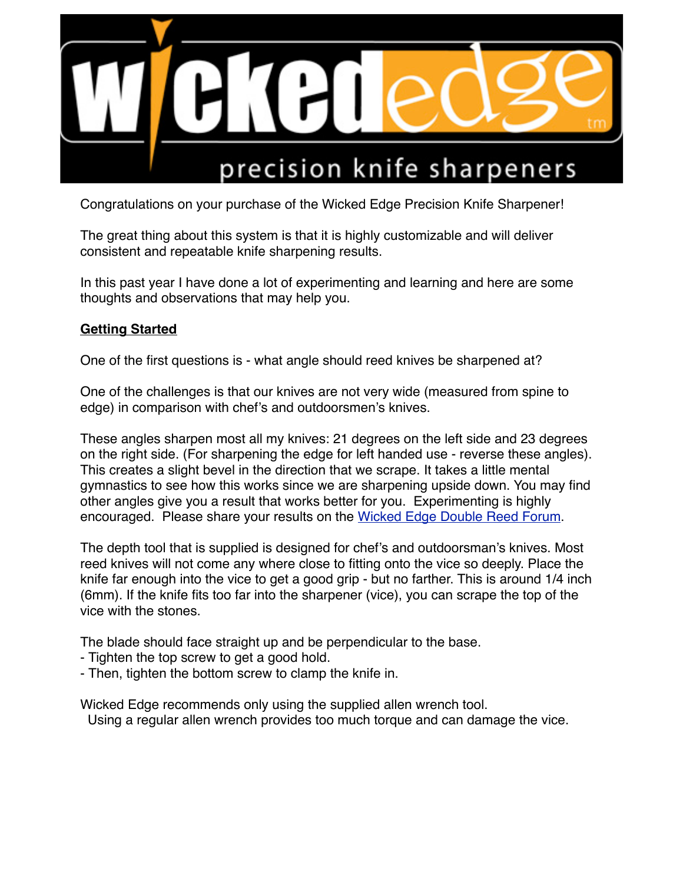Congratulations on your purchase of the Wicked Edge Precision Knife Sharpener!

The great thing about this system is that it is highly customizable and will deliver consistent and repeatable knife sharpening results.

In this past year I have done a lot of experimenting and learning and here are some thoughts and observations that may help you.

**Getting Started**

One of the first questions is - what angle should reed knives be sharpened at?

One of the challenges is that our knives are not very wide (measured from spine to edge) in comparison with chef's and outdoorsmen's knives.

These angles sharpen most all my knives: 21 degrees on the left side and 23 degrees on the right side. (For sharpening the edge for left handed use - reverse these angles). This creates a slight bevel in the direction that we scrape. It takes a little mental gymnastics to see how this works since we are sharpening upside down. You may find other angles give you a result that works better for you. Experimenting is highly encouraged. Please share your results on the Wicked Edge Double Reed Forum.

The depth tool that is supplied is designed for chef's and outdoorsman's knives. Most reed knives will not come any where close to fitting onto the vice so deeply. Place the knife far enough into the vice to get a good grip - but no farther. This is around 1/4 inch (6mm). If the knife fits too far into the sharpener (vice), you can scrape the top of the vice with the stones.

The blade should face straight up and be perpendicular to the base.
- Tighten the top screw to get a good hold.
- Then, tighten the bottom screw to clamp the knife in.

Wicked Edge recommends only using the supplied allen wrench tool.
Using a regular allen wrench provides too much torque and can damage the vice.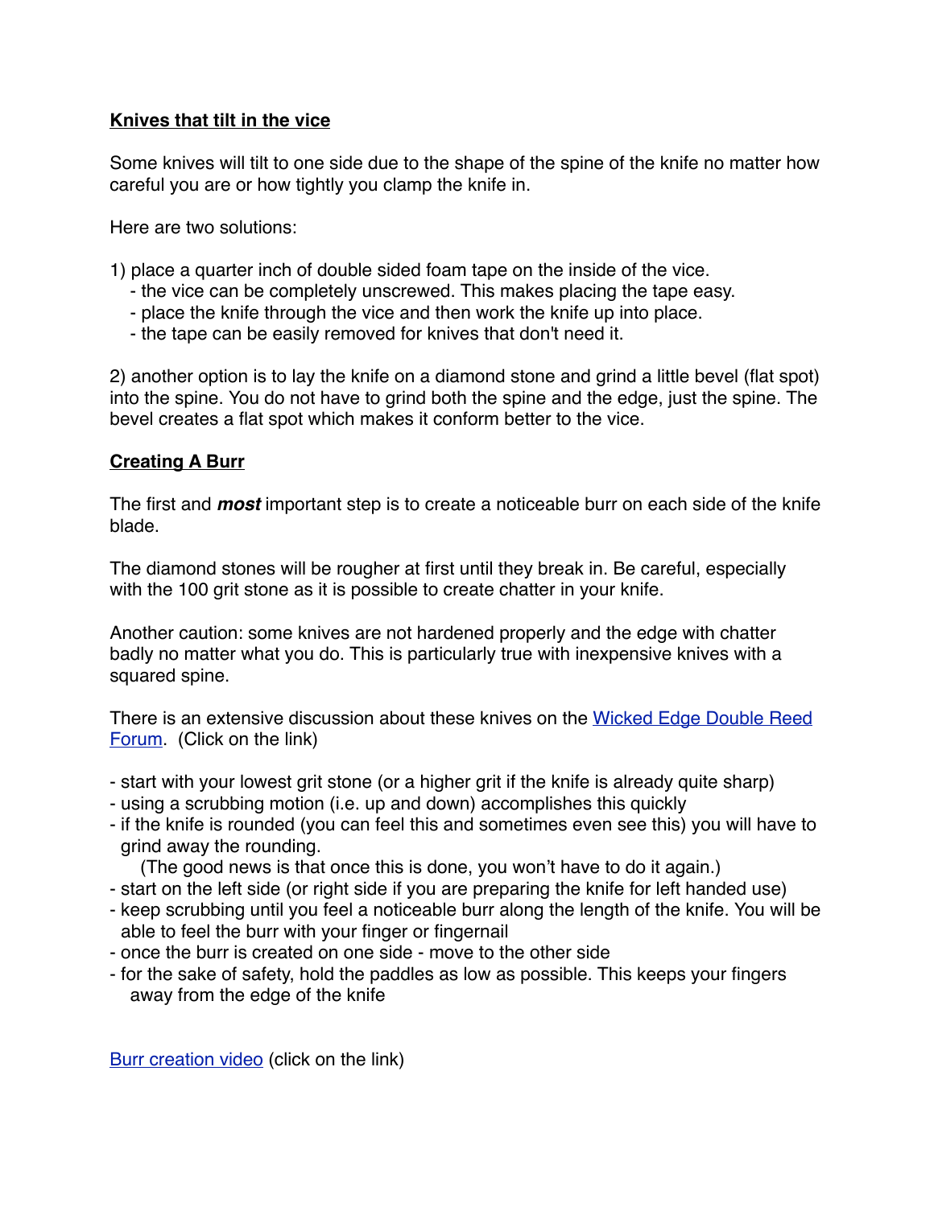**Knives that tilt in the vice**

Some knives will tilt to one side due to the shape of the spine of the knife no matter how careful you are or how tightly you clamp the knife in.

Here are two solutions:

1) place a quarter inch of double sided foam tape on the inside of the vice.
   - the vice can be completely unscrewed. This makes placing the tape easy.
   - place the knife through the vice and then work the knife up into place.
   - the tape can be easily removed for knives that don't need it.

2) another option is to lay the knife on a diamond stone and grind a little bevel (flat spot) into the spine. You do not have to grind both the spine and the edge, just the spine. The bevel creates a flat spot which makes it conform better to the vice.

**Creating A Burr**

The first and ***most*** important step is to create a noticeable burr on each side of the knife blade.

The diamond stones will be rougher at first until they break in. Be careful, especially with the 100 grit stone as it is possible to create chatter in your knife.

Another caution: some knives are not hardened properly and the edge with chatter badly no matter what you do. This is particularly true with inexpensive knives with a squared spine.

There is an extensive discussion about these knives on the Wicked Edge Double Reed Forum. (Click on the link)

- start with your lowest grit stone (or a higher grit if the knife is already quite sharp)
- using a scrubbing motion (i.e. up and down) accomplishes this quickly
- if the knife is rounded (you can feel this and sometimes even see this) you will have to grind away the rounding.
  (The good news is that once this is done, you won't have to do it again.)
- start on the left side (or right side if you are preparing the knife for left handed use)
- keep scrubbing until you feel a noticeable burr along the length of the knife. You will be able to feel the burr with your finger or fingernail
- once the burr is created on one side - move to the other side
- for the sake of safety, hold the paddles as low as possible. This keeps your fingers away from the edge of the knife

Burr creation video (click on the link)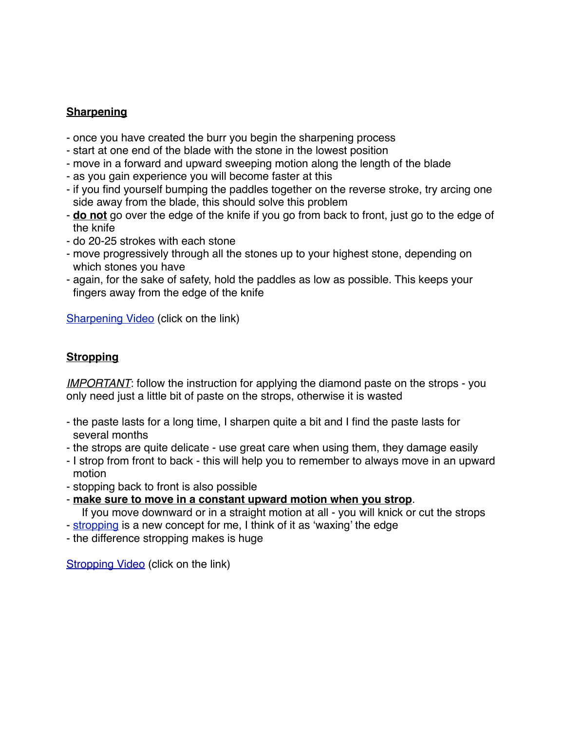## Sharpening

- once you have created the burr you begin the sharpening process
- start at one end of the blade with the stone in the lowest position
- move in a forward and upward sweeping motion along the length of the blade
- as you gain experience you will become faster at this
- if you find yourself bumping the paddles together on the reverse stroke, try arcing one side away from the blade, this should solve this problem
- **do not** go over the edge of the knife if you go from back to front, just go to the edge of the knife
- do 20-25 strokes with each stone
- move progressively through all the stones up to your highest stone, depending on which stones you have
- again, for the sake of safety, hold the paddles as low as possible. This keeps your fingers away from the edge of the knife

Sharpening Video (click on the link)

## Stropping

*IMPORTANT*: follow the instruction for applying the diamond paste on the strops - you only need just a little bit of paste on the strops, otherwise it is wasted

- the paste lasts for a long time, I sharpen quite a bit and I find the paste lasts for several months
- the strops are quite delicate - use great care when using them, they damage easily
- I strop from front to back - this will help you to remember to always move in an upward motion
- stopping back to front is also possible
- **make sure to move in a constant upward motion when you strop**.
  If you move downward or in a straight motion at all - you will knick or cut the strops
- stropping is a new concept for me, I think of it as 'waxing' the edge
- the difference stropping makes is huge

Stropping Video (click on the link)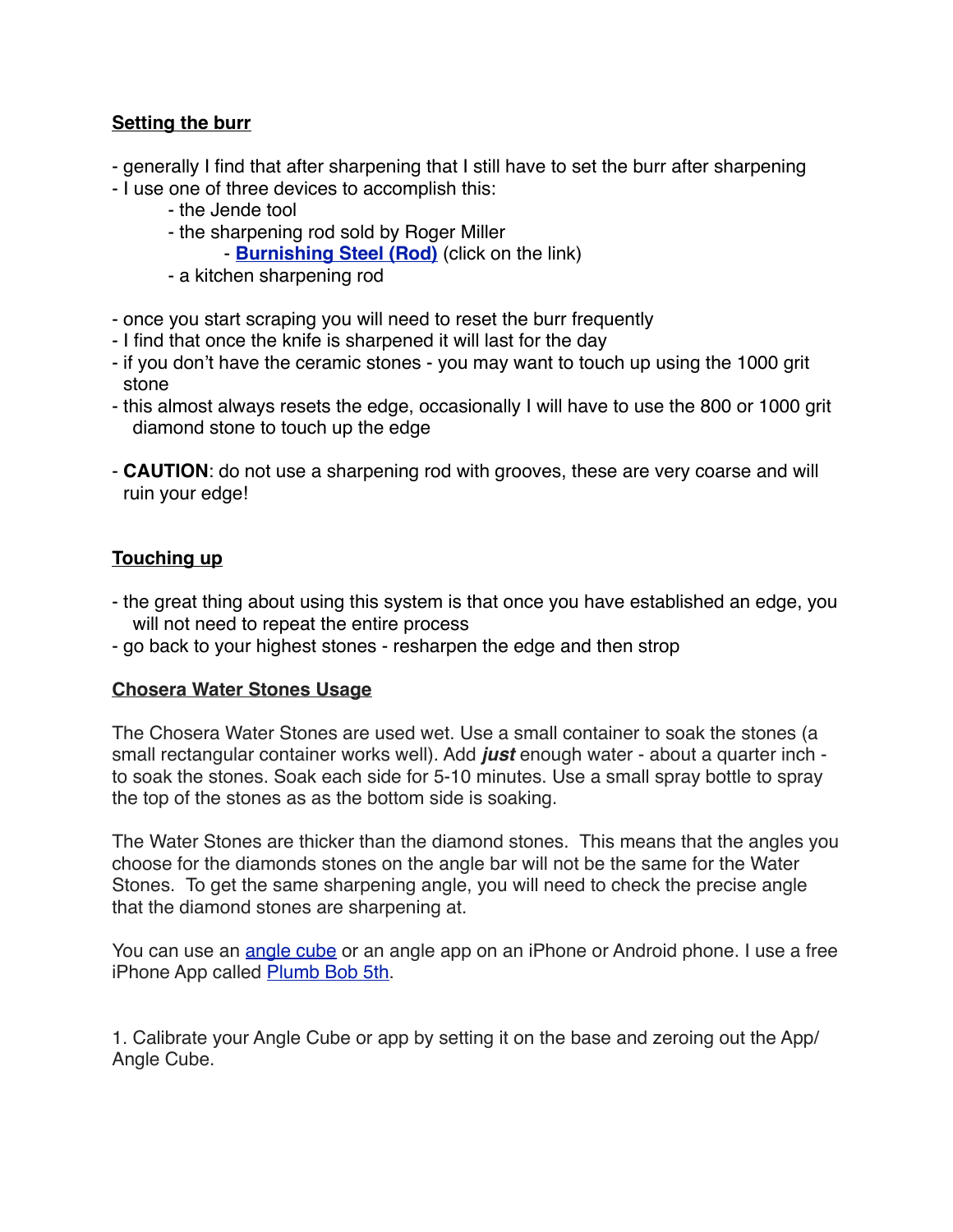**Setting the burr**

- generally I find that after sharpening that I still have to set the burr after sharpening
- I use one of three devices to accomplish this:
    - the Jende tool
    - the sharpening rod sold by Roger Miller
        - **Burnishing Steel (Rod)** (click on the link)
    - a kitchen sharpening rod

- once you start scraping you will need to reset the burr frequently
- I find that once the knife is sharpened it will last for the day
- if you don't have the ceramic stones - you may want to touch up using the 1000 grit stone
- this almost always resets the edge, occasionally I will have to use the 800 or 1000 grit diamond stone to touch up the edge

- **CAUTION**: do not use a sharpening rod with grooves, these are very coarse and will ruin your edge!

**Touching up**

- the great thing about using this system is that once you have established an edge, you will not need to repeat the entire process
- go back to your highest stones - resharpen the edge and then strop

**Chosera Water Stones Usage**

The Chosera Water Stones are used wet. Use a small container to soak the stones (a small rectangular container works well). Add ***just*** enough water - about a quarter inch - to soak the stones. Soak each side for 5-10 minutes. Use a small spray bottle to spray the top of the stones as as the bottom side is soaking.

The Water Stones are thicker than the diamond stones. This means that the angles you choose for the diamonds stones on the angle bar will not be the same for the Water Stones. To get the same sharpening angle, you will need to check the precise angle that the diamond stones are sharpening at.

You can use an angle cube or an angle app on an iPhone or Android phone. I use a free iPhone App called Plumb Bob 5th.

1. Calibrate your Angle Cube or app by setting it on the base and zeroing out the App/ Angle Cube.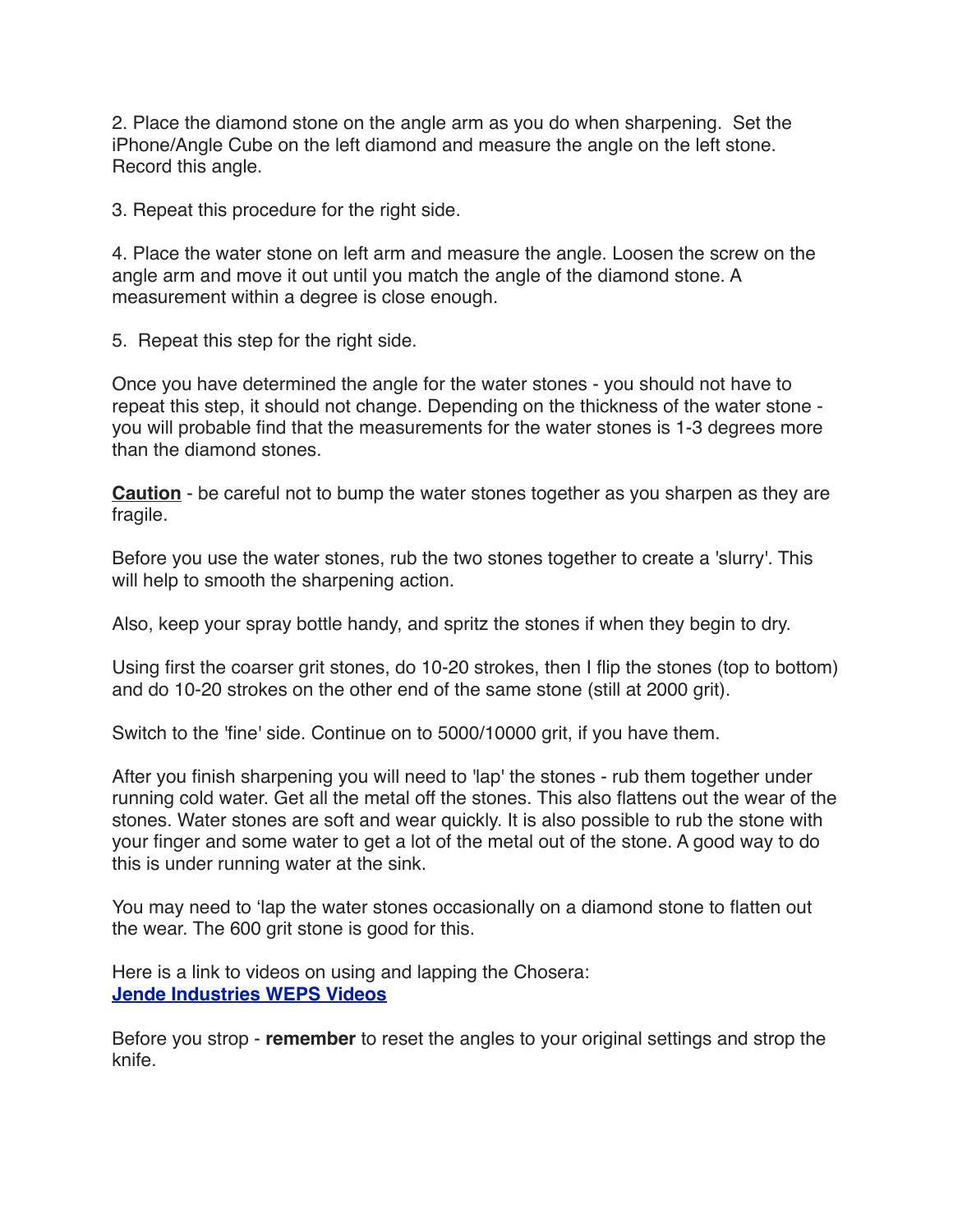2. Place the diamond stone on the angle arm as you do when sharpening. Set the iPhone/Angle Cube on the left diamond and measure the angle on the left stone. Record this angle.

3. Repeat this procedure for the right side.

4. Place the water stone on left arm and measure the angle. Loosen the screw on the angle arm and move it out until you match the angle of the diamond stone. A measurement within a degree is close enough.

5. Repeat this step for the right side.

Once you have determined the angle for the water stones - you should not have to repeat this step, it should not change. Depending on the thickness of the water stone - you will probable find that the measurements for the water stones is 1-3 degrees more than the diamond stones.

**Caution** - be careful not to bump the water stones together as you sharpen as they are fragile.

Before you use the water stones, rub the two stones together to create a 'slurry'. This will help to smooth the sharpening action.

Also, keep your spray bottle handy, and spritz the stones if when they begin to dry.

Using first the coarser grit stones, do 10-20 strokes, then I flip the stones (top to bottom) and do 10-20 strokes on the other end of the same stone (still at 2000 grit).

Switch to the 'fine' side. Continue on to 5000/10000 grit, if you have them.

After you finish sharpening you will need to 'lap' the stones - rub them together under running cold water. Get all the metal off the stones. This also flattens out the wear of the stones. Water stones are soft and wear quickly. It is also possible to rub the stone with your finger and some water to get a lot of the metal out of the stone. A good way to do this is under running water at the sink.

You may need to 'lap the water stones occasionally on a diamond stone to flatten out the wear. The 600 grit stone is good for this.

Here is a link to videos on using and lapping the Chosera:
**Jende Industries WEPS Videos**

Before you strop - **remember** to reset the angles to your original settings and strop the knife.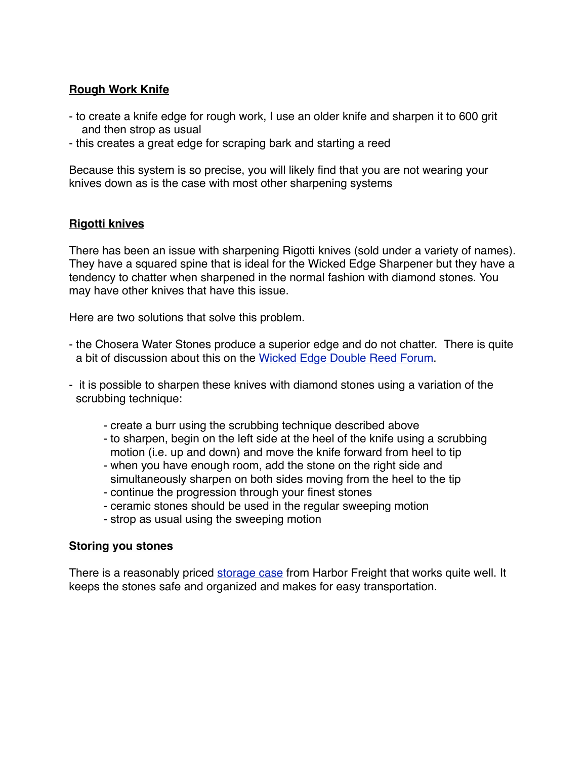**Rough Work Knife**

- to create a knife edge for rough work, I use an older knife and sharpen it to 600 grit and then strop as usual
- this creates a great edge for scraping bark and starting a reed

Because this system is so precise, you will likely find that you are not wearing your knives down as is the case with most other sharpening systems

**Rigotti knives**

There has been an issue with sharpening Rigotti knives (sold under a variety of names). They have a squared spine that is ideal for the Wicked Edge Sharpener but they have a tendency to chatter when sharpened in the normal fashion with diamond stones. You may have other knives that have this issue.

Here are two solutions that solve this problem.

- the Chosera Water Stones produce a superior edge and do not chatter. There is quite a bit of discussion about this on the Wicked Edge Double Reed Forum.

- it is possible to sharpen these knives with diamond stones using a variation of the scrubbing technique:

    - create a burr using the scrubbing technique described above
    - to sharpen, begin on the left side at the heel of the knife using a scrubbing motion (i.e. up and down) and move the knife forward from heel to tip
    - when you have enough room, add the stone on the right side and simultaneously sharpen on both sides moving from the heel to the tip
    - continue the progression through your finest stones
    - ceramic stones should be used in the regular sweeping motion
    - strop as usual using the sweeping motion

**Storing you stones**

There is a reasonably priced storage case from Harbor Freight that works quite well. It keeps the stones safe and organized and makes for easy transportation.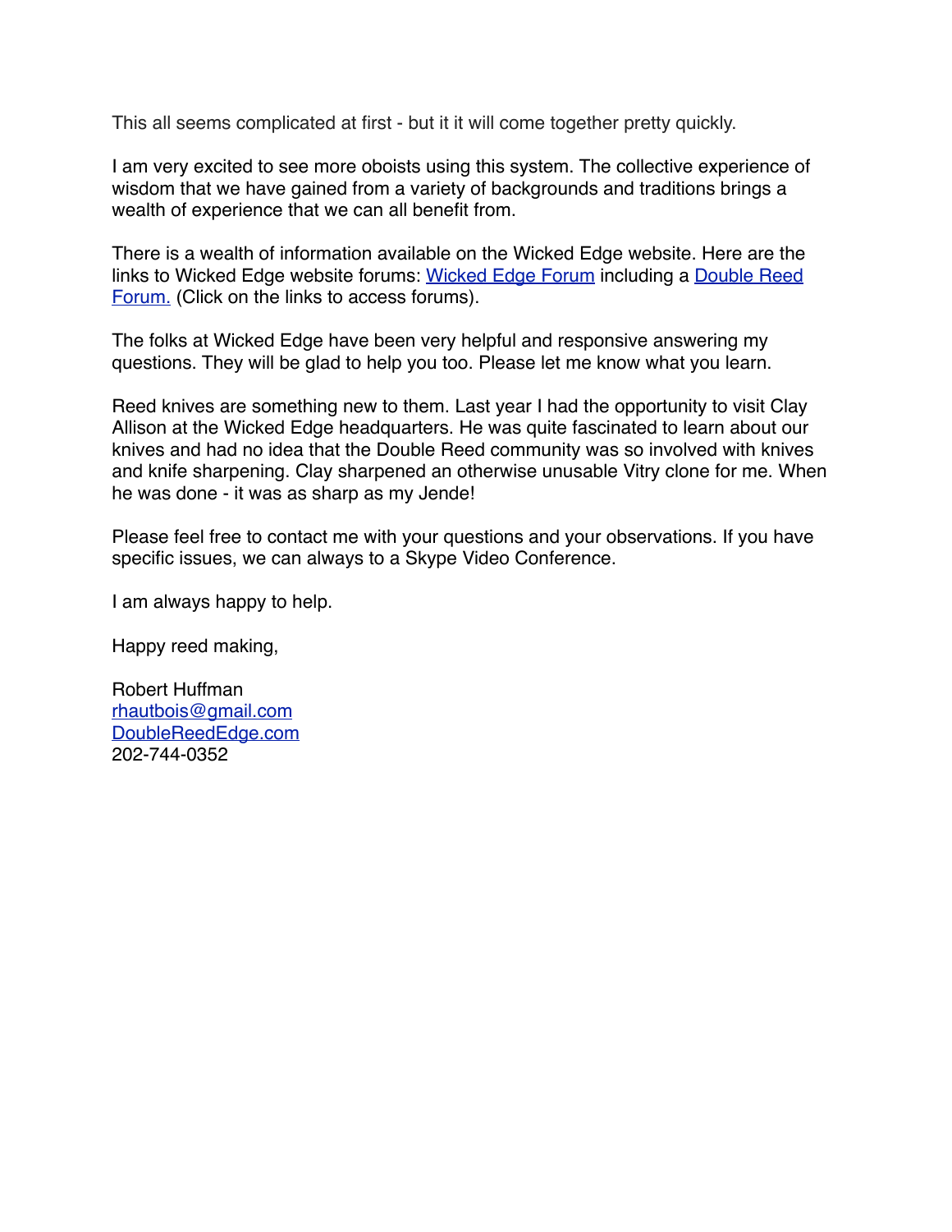This all seems complicated at first - but it it will come together pretty quickly.

I am very excited to see more oboists using this system. The collective experience of wisdom that we have gained from a variety of backgrounds and traditions brings a wealth of experience that we can all benefit from.

There is a wealth of information available on the Wicked Edge website. Here are the links to Wicked Edge website forums: Wicked Edge Forum including a Double Reed Forum. (Click on the links to access forums).

The folks at Wicked Edge have been very helpful and responsive answering my questions. They will be glad to help you too. Please let me know what you learn.

Reed knives are something new to them. Last year I had the opportunity to visit Clay Allison at the Wicked Edge headquarters. He was quite fascinated to learn about our knives and had no idea that the Double Reed community was so involved with knives and knife sharpening. Clay sharpened an otherwise unusable Vitry clone for me. When he was done - it was as sharp as my Jende!

Please feel free to contact me with your questions and your observations. If you have specific issues, we can always to a Skype Video Conference.

I am always happy to help.

Happy reed making,

Robert Huffman  
rhautbois@gmail.com  
DoubleReedEdge.com  
202-744-0352